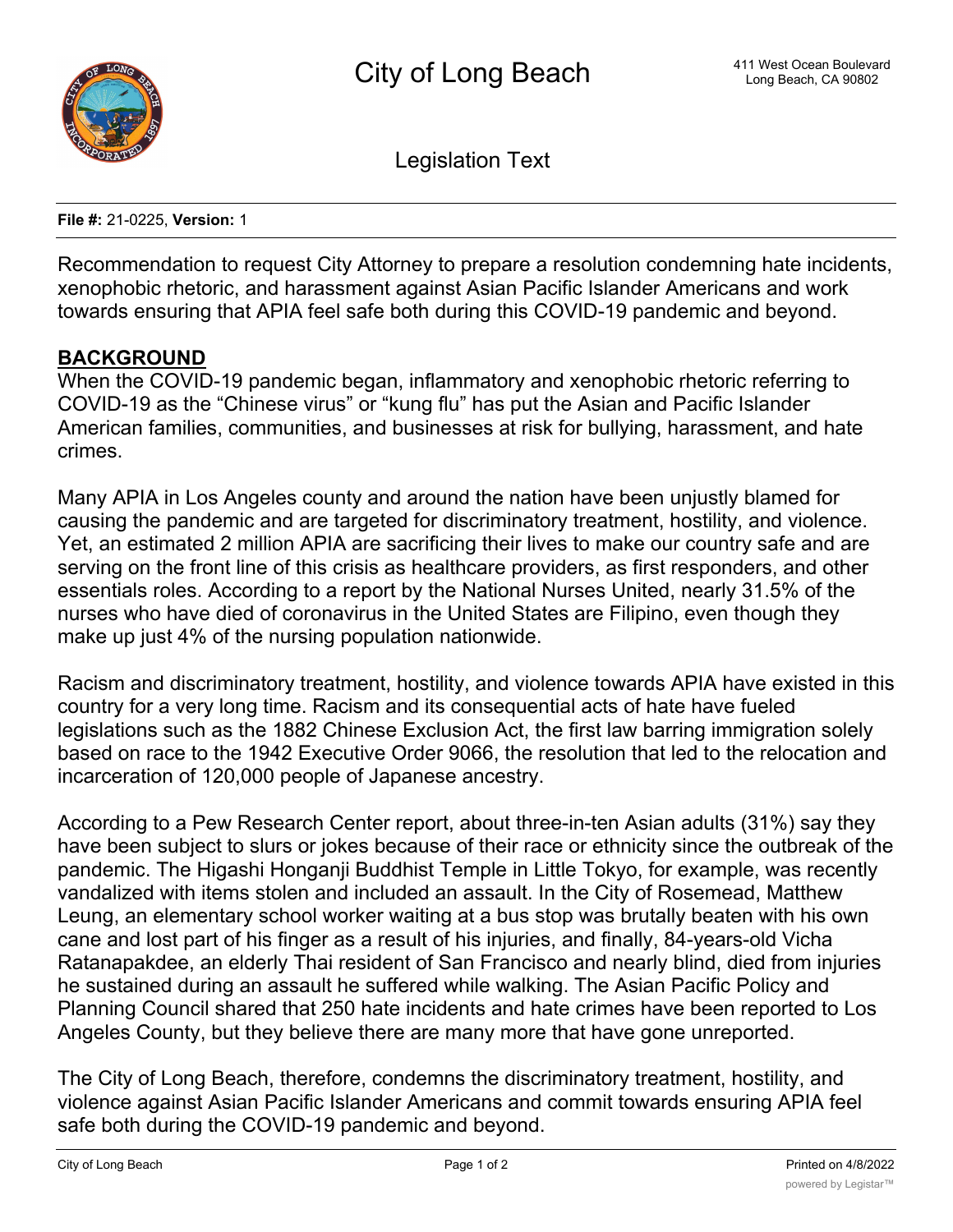# City of Long Beach

411 West Ocean Boulevard
Long Beach, CA 90802

## Legislation Text

**File #:** 21-0225, **Version:** 1

Recommendation to request City Attorney to prepare a resolution condemning hate incidents, xenophobic rhetoric, and harassment against Asian Pacific Islander Americans and work towards ensuring that APIA feel safe both during this COVID-19 pandemic and beyond.

**BACKGROUND**

When the COVID-19 pandemic began, inflammatory and xenophobic rhetoric referring to COVID-19 as the "Chinese virus" or "kung flu" has put the Asian and Pacific Islander American families, communities, and businesses at risk for bullying, harassment, and hate crimes.

Many APIA in Los Angeles county and around the nation have been unjustly blamed for causing the pandemic and are targeted for discriminatory treatment, hostility, and violence. Yet, an estimated 2 million APIA are sacrificing their lives to make our country safe and are serving on the front line of this crisis as healthcare providers, as first responders, and other essentials roles. According to a report by the National Nurses United, nearly 31.5% of the nurses who have died of coronavirus in the United States are Filipino, even though they make up just 4% of the nursing population nationwide.

Racism and discriminatory treatment, hostility, and violence towards APIA have existed in this country for a very long time. Racism and its consequential acts of hate have fueled legislations such as the 1882 Chinese Exclusion Act, the first law barring immigration solely based on race to the 1942 Executive Order 9066, the resolution that led to the relocation and incarceration of 120,000 people of Japanese ancestry.

According to a Pew Research Center report, about three-in-ten Asian adults (31%) say they have been subject to slurs or jokes because of their race or ethnicity since the outbreak of the pandemic. The Higashi Honganji Buddhist Temple in Little Tokyo, for example, was recently vandalized with items stolen and included an assault. In the City of Rosemead, Matthew Leung, an elementary school worker waiting at a bus stop was brutally beaten with his own cane and lost part of his finger as a result of his injuries, and finally, 84-years-old Vicha Ratanapakdee, an elderly Thai resident of San Francisco and nearly blind, died from injuries he sustained during an assault he suffered while walking. The Asian Pacific Policy and Planning Council shared that 250 hate incidents and hate crimes have been reported to Los Angeles County, but they believe there are many more that have gone unreported.

The City of Long Beach, therefore, condemns the discriminatory treatment, hostility, and violence against Asian Pacific Islander Americans and commit towards ensuring APIA feel safe both during the COVID-19 pandemic and beyond.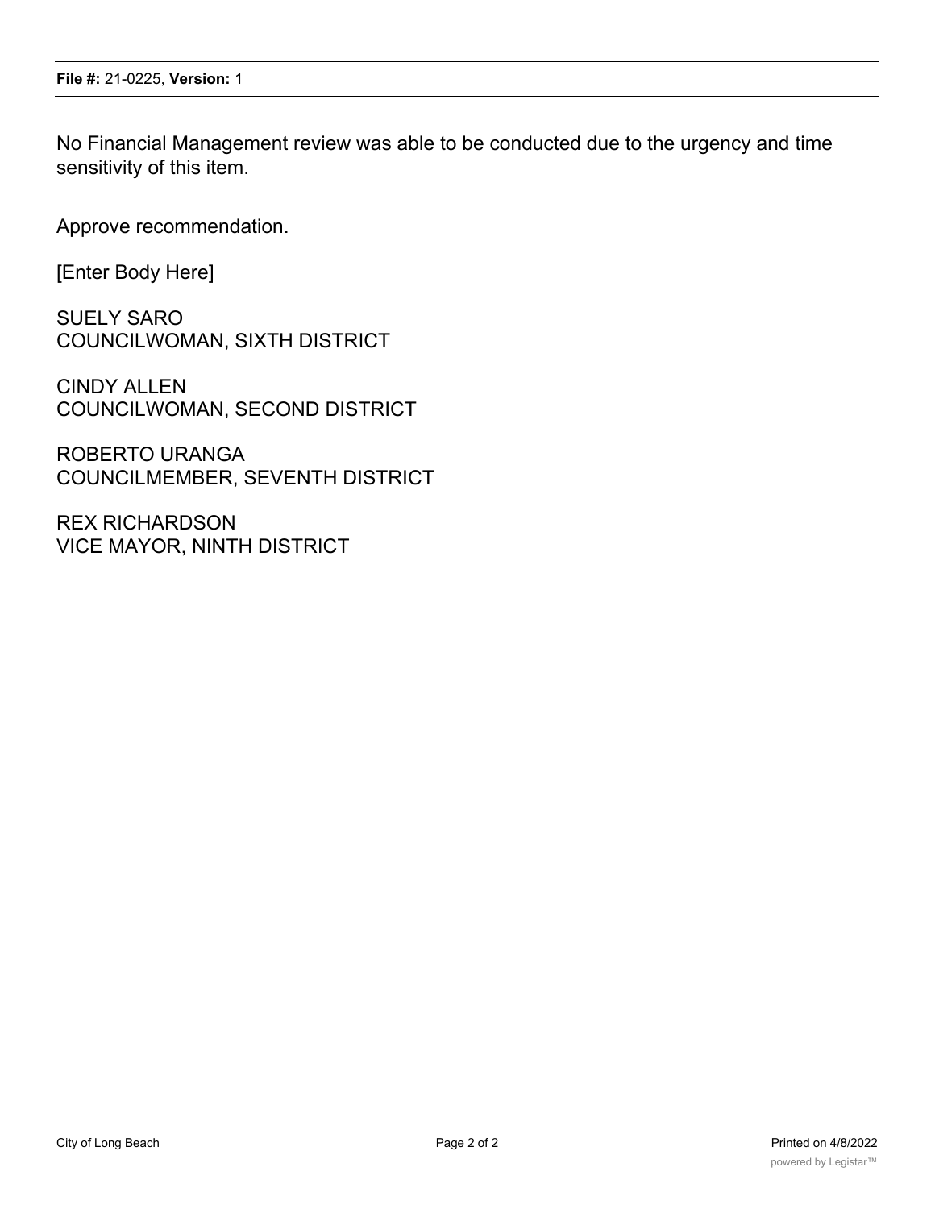No Financial Management review was able to be conducted due to the urgency and time sensitivity of this item.

Approve recommendation.

[Enter Body Here]

SUELY SARO
COUNCILWOMAN, SIXTH DISTRICT

CINDY ALLEN
COUNCILWOMAN, SECOND DISTRICT

ROBERTO URANGA
COUNCILMEMBER, SEVENTH DISTRICT

REX RICHARDSON
VICE MAYOR, NINTH DISTRICT